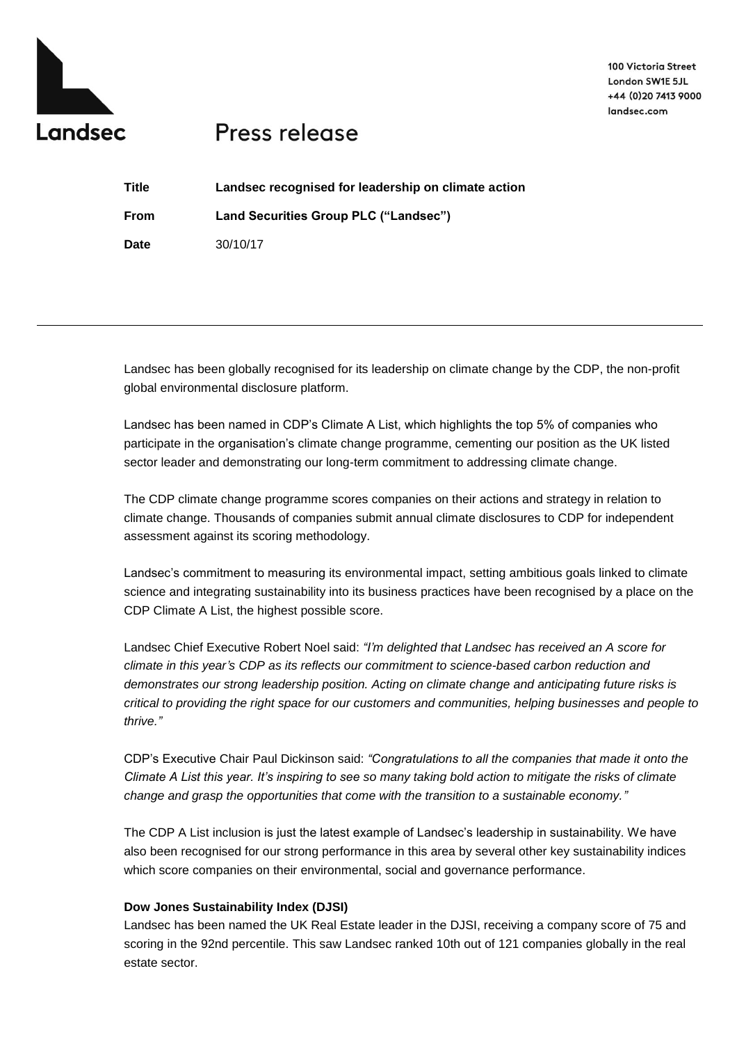Landsec

100 Victoria Street
London SW1E 5JL
+44 (0)20 7413 9000
landsec.com

# Press release

| | |
|---|---|
| **Title** | **Landsec recognised for leadership on climate action** |
| **From** | **Land Securities Group PLC ("Landsec")** |
| **Date** | 30/10/17 |

---

Landsec has been globally recognised for its leadership on climate change by the CDP, the non-profit global environmental disclosure platform.

Landsec has been named in CDP's Climate A List, which highlights the top 5% of companies who participate in the organisation's climate change programme, cementing our position as the UK listed sector leader and demonstrating our long-term commitment to addressing climate change.

The CDP climate change programme scores companies on their actions and strategy in relation to climate change. Thousands of companies submit annual climate disclosures to CDP for independent assessment against its scoring methodology.

Landsec's commitment to measuring its environmental impact, setting ambitious goals linked to climate science and integrating sustainability into its business practices have been recognised by a place on the CDP Climate A List, the highest possible score.

Landsec Chief Executive Robert Noel said: *"I'm delighted that Landsec has received an A score for climate in this year's CDP as its reflects our commitment to science-based carbon reduction and demonstrates our strong leadership position. Acting on climate change and anticipating future risks is critical to providing the right space for our customers and communities, helping businesses and people to thrive."*

CDP's Executive Chair Paul Dickinson said: *"Congratulations to all the companies that made it onto the Climate A List this year. It's inspiring to see so many taking bold action to mitigate the risks of climate change and grasp the opportunities that come with the transition to a sustainable economy."*

The CDP A List inclusion is just the latest example of Landsec's leadership in sustainability. We have also been recognised for our strong performance in this area by several other key sustainability indices which score companies on their environmental, social and governance performance.

**Dow Jones Sustainability Index (DJSI)**

Landsec has been named the UK Real Estate leader in the DJSI, receiving a company score of 75 and scoring in the 92nd percentile. This saw Landsec ranked 10th out of 121 companies globally in the real estate sector.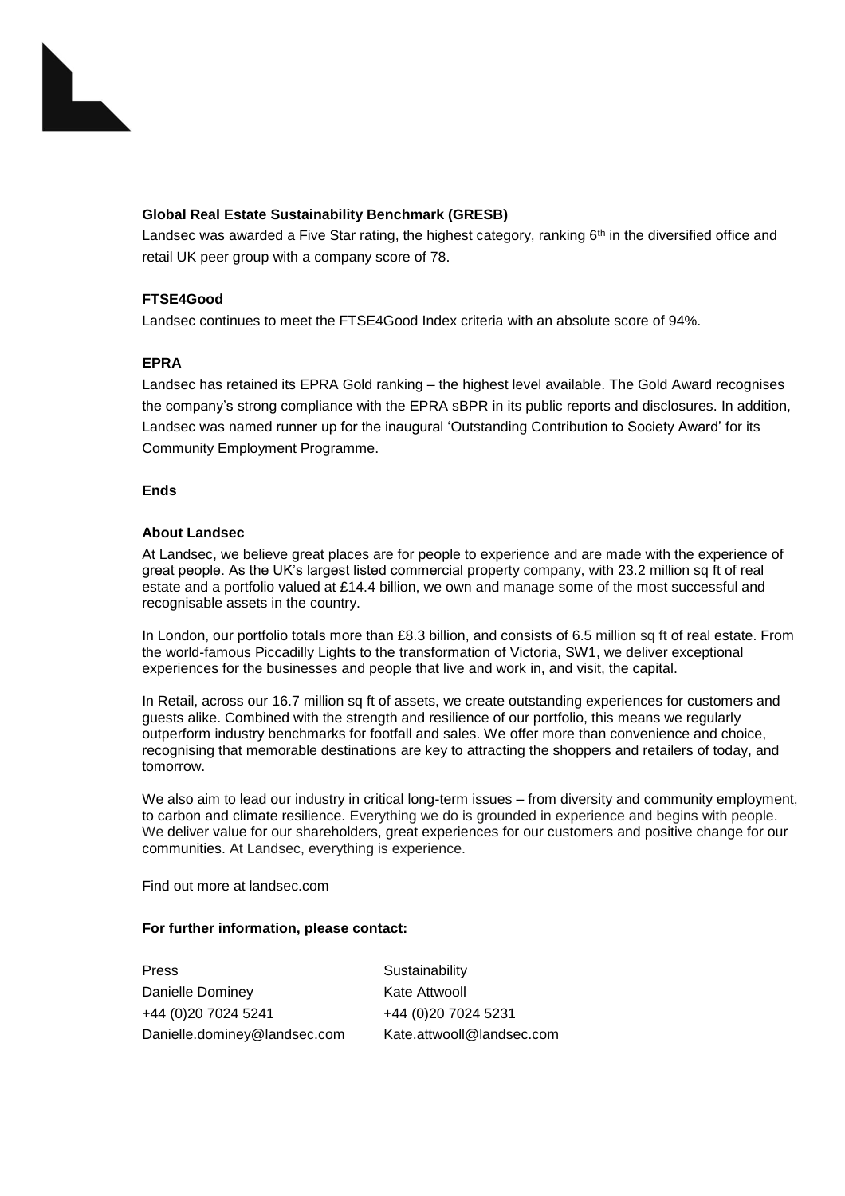**Global Real Estate Sustainability Benchmark (GRESB)**

Landsec was awarded a Five Star rating, the highest category, ranking 6th in the diversified office and retail UK peer group with a company score of 78.

**FTSE4Good**

Landsec continues to meet the FTSE4Good Index criteria with an absolute score of 94%.

**EPRA**

Landsec has retained its EPRA Gold ranking – the highest level available. The Gold Award recognises the company's strong compliance with the EPRA sBPR in its public reports and disclosures. In addition, Landsec was named runner up for the inaugural 'Outstanding Contribution to Society Award' for its Community Employment Programme.

**Ends**

**About Landsec**

At Landsec, we believe great places are for people to experience and are made with the experience of great people. As the UK's largest listed commercial property company, with 23.2 million sq ft of real estate and a portfolio valued at £14.4 billion, we own and manage some of the most successful and recognisable assets in the country.

In London, our portfolio totals more than £8.3 billion, and consists of 6.5 million sq ft of real estate. From the world-famous Piccadilly Lights to the transformation of Victoria, SW1, we deliver exceptional experiences for the businesses and people that live and work in, and visit, the capital.

In Retail, across our 16.7 million sq ft of assets, we create outstanding experiences for customers and guests alike. Combined with the strength and resilience of our portfolio, this means we regularly outperform industry benchmarks for footfall and sales. We offer more than convenience and choice, recognising that memorable destinations are key to attracting the shoppers and retailers of today, and tomorrow.

We also aim to lead our industry in critical long-term issues – from diversity and community employment, to carbon and climate resilience. Everything we do is grounded in experience and begins with people. We deliver value for our shareholders, great experiences for our customers and positive change for our communities. At Landsec, everything is experience.

Find out more at landsec.com

**For further information, please contact:**

| | |
|---|---|
| Press | Sustainability |
| Danielle Dominey | Kate Attwooll |
| +44 (0)20 7024 5241 | +44 (0)20 7024 5231 |
| Danielle.dominey@landsec.com | Kate.attwooll@landsec.com |